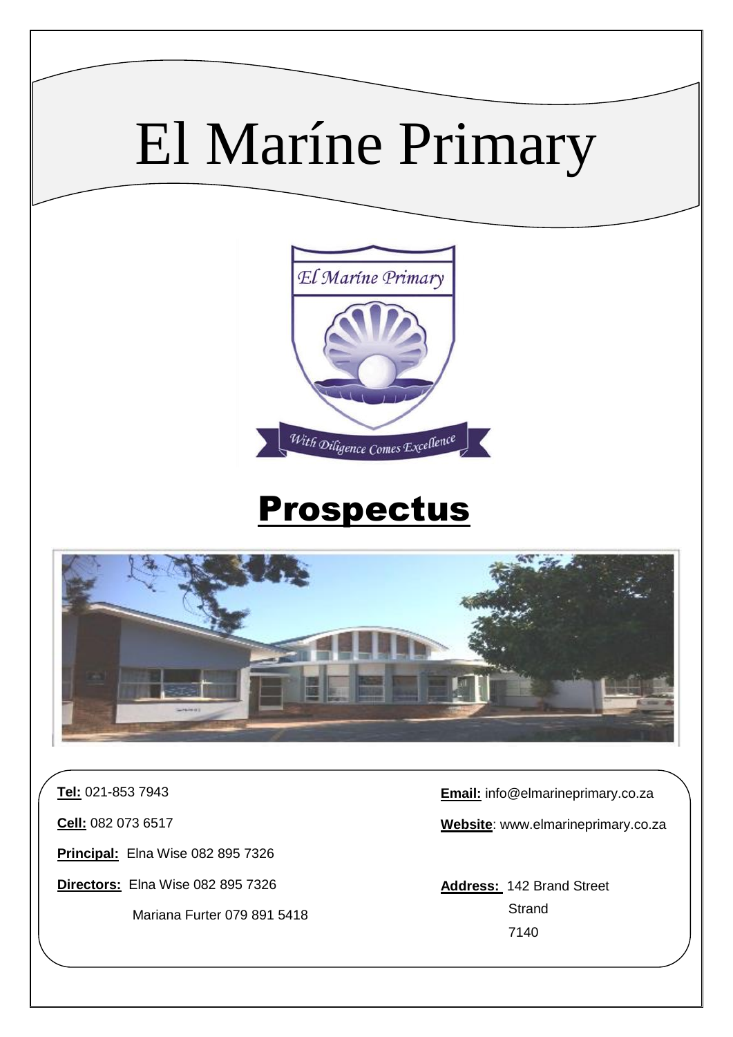# El Maríne Primary

## Prospectus

**Tel:** 021-853 7943

**Cell:** 082 073 6517

**Principal:** Elna Wise 082 895 7326

**Directors:** Elna Wise 082 895 7326

Mariana Furter 079 891 5418

**Email:** info@elmarineprimary.co.za

**Website**: www.elmarineprimary.co.za

**Address:** 142 Brand Street
Strand
7140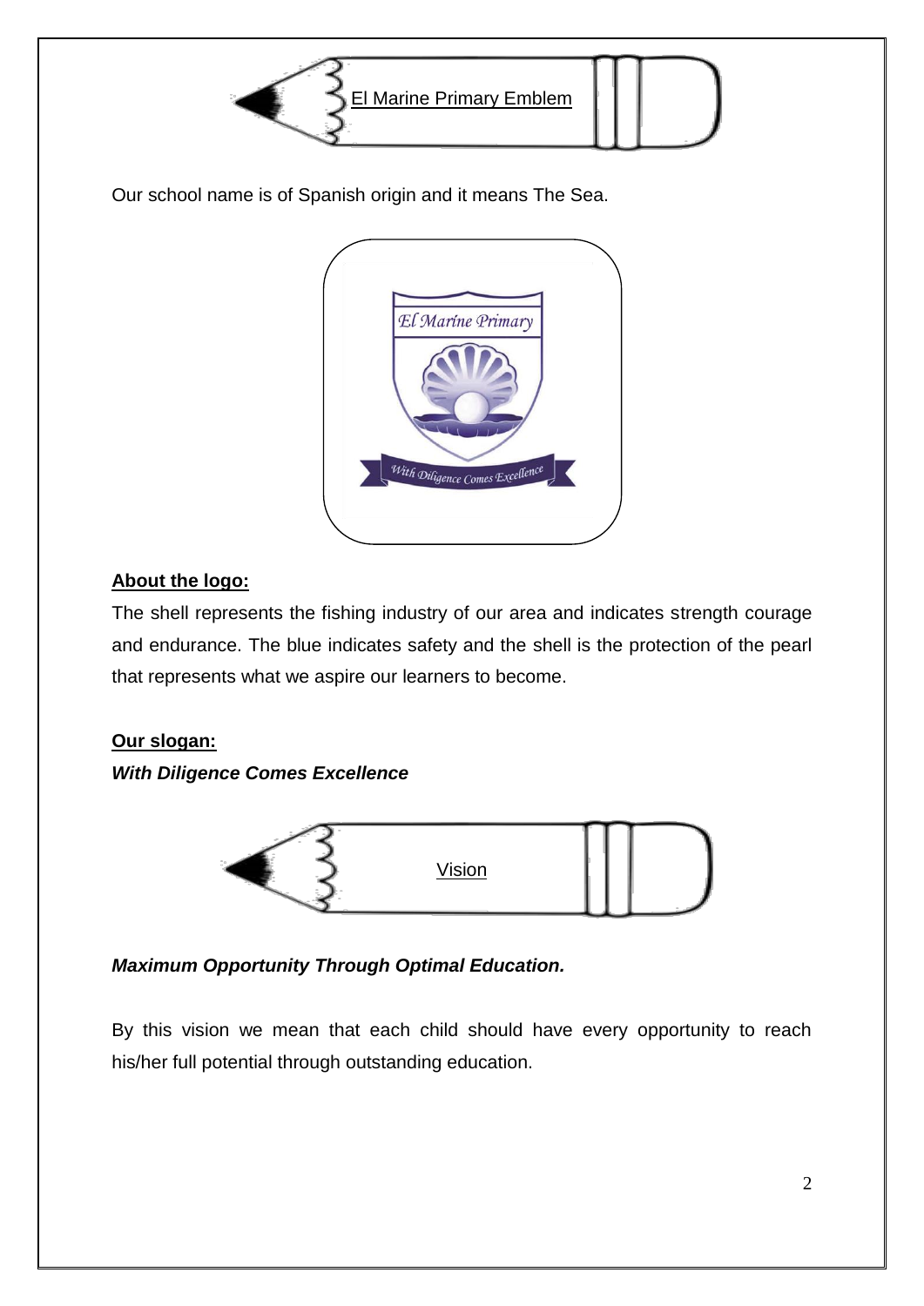## El Marine Primary Emblem

Our school name is of Spanish origin and it means The Sea.

**About the logo:**

The shell represents the fishing industry of our area and indicates strength courage and endurance. The blue indicates safety and the shell is the protection of the pearl that represents what we aspire our learners to become.

**Our slogan:**

***With Diligence Comes Excellence***

## Vision

***Maximum Opportunity Through Optimal Education.***

By this vision we mean that each child should have every opportunity to reach his/her full potential through outstanding education.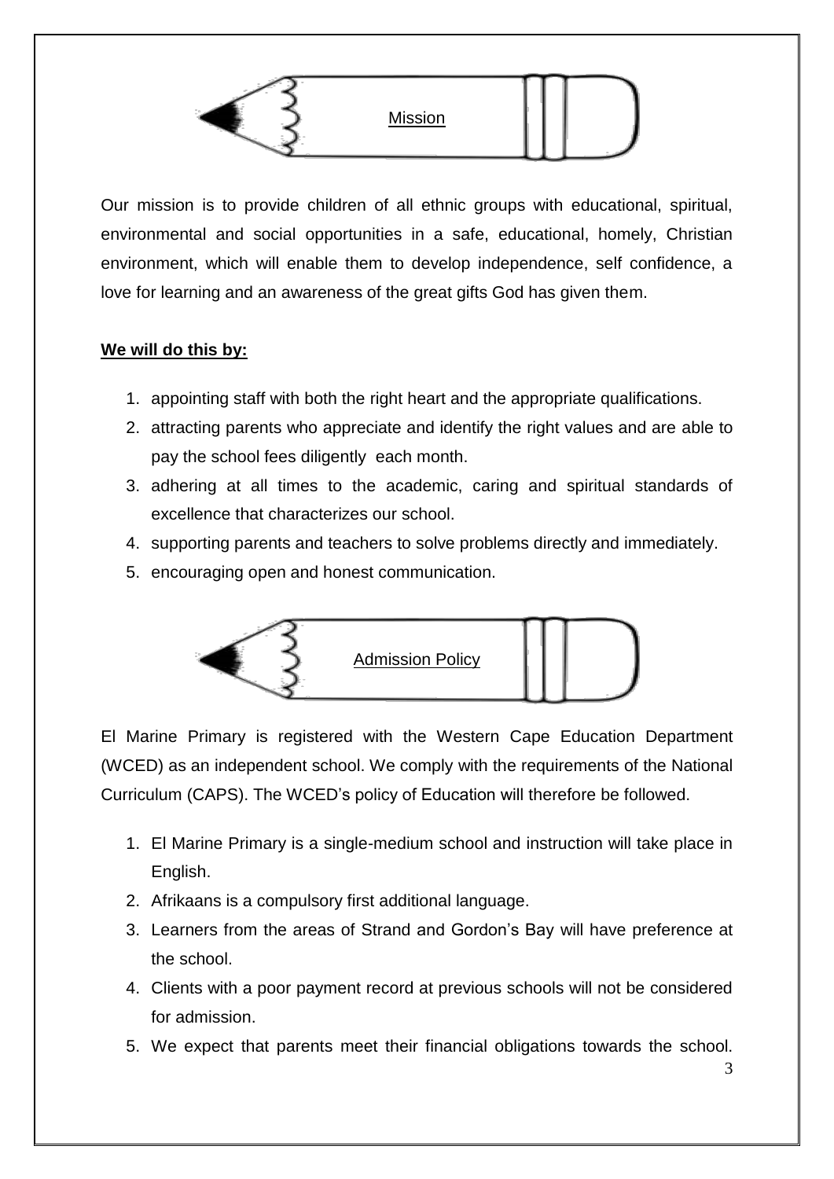## Mission

Our mission is to provide children of all ethnic groups with educational, spiritual, environmental and social opportunities in a safe, educational, homely, Christian environment, which will enable them to develop independence, self confidence, a love for learning and an awareness of the great gifts God has given them.

**We will do this by:**

1. appointing staff with both the right heart and the appropriate qualifications.
2. attracting parents who appreciate and identify the right values and are able to pay the school fees diligently each month.
3. adhering at all times to the academic, caring and spiritual standards of excellence that characterizes our school.
4. supporting parents and teachers to solve problems directly and immediately.
5. encouraging open and honest communication.

## Admission Policy

El Marine Primary is registered with the Western Cape Education Department (WCED) as an independent school. We comply with the requirements of the National Curriculum (CAPS). The WCED's policy of Education will therefore be followed.

1. El Marine Primary is a single-medium school and instruction will take place in English.
2. Afrikaans is a compulsory first additional language.
3. Learners from the areas of Strand and Gordon's Bay will have preference at the school.
4. Clients with a poor payment record at previous schools will not be considered for admission.
5. We expect that parents meet their financial obligations towards the school.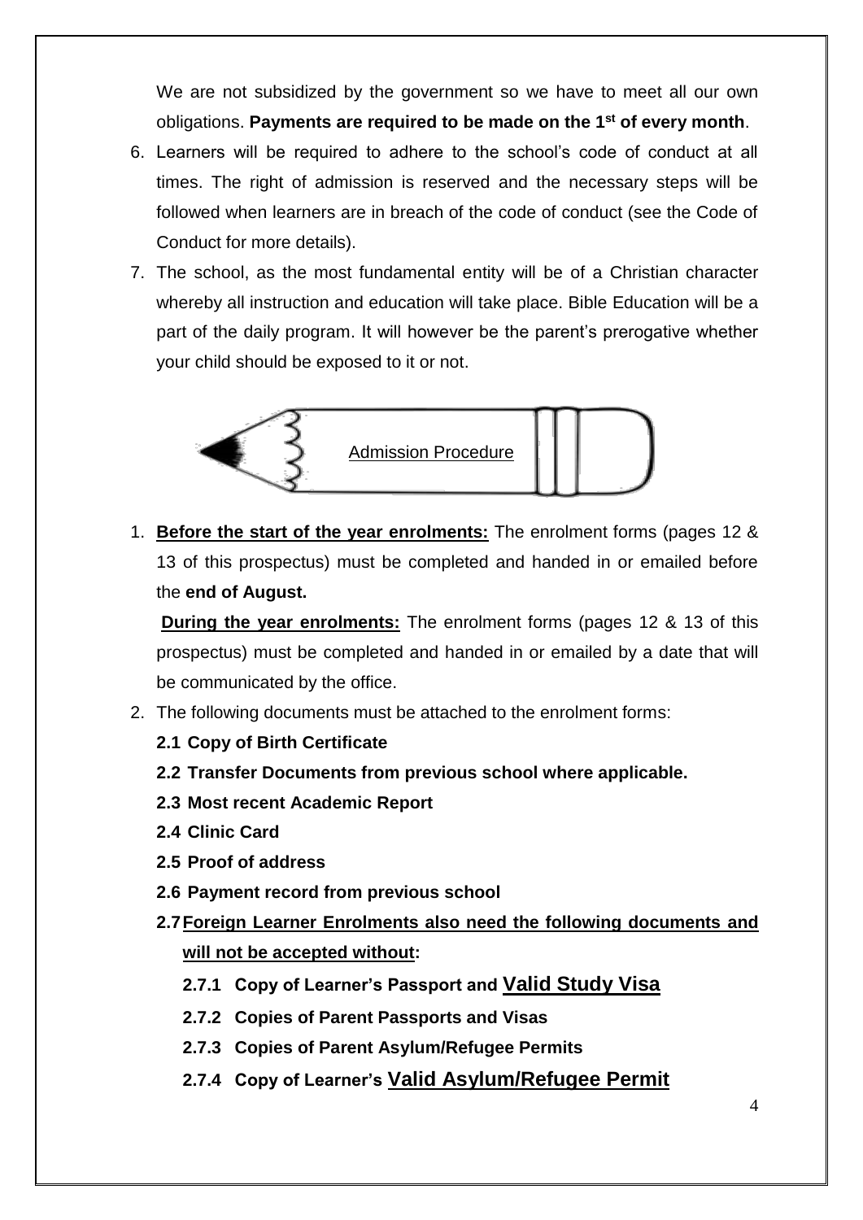We are not subsidized by the government so we have to meet all our own obligations. **Payments are required to be made on the 1st of every month**.

6. Learners will be required to adhere to the school's code of conduct at all times. The right of admission is reserved and the necessary steps will be followed when learners are in breach of the code of conduct (see the Code of Conduct for more details).
7. The school, as the most fundamental entity will be of a Christian character whereby all instruction and education will take place. Bible Education will be a part of the daily program. It will however be the parent's prerogative whether your child should be exposed to it or not.

## Admission Procedure

1. **Before the start of the year enrolments:** The enrolment forms (pages 12 & 13 of this prospectus) must be completed and handed in or emailed before the **end of August.**

   **During the year enrolments:** The enrolment forms (pages 12 & 13 of this prospectus) must be completed and handed in or emailed by a date that will be communicated by the office.
2. The following documents must be attached to the enrolment forms:
   - **2.1 Copy of Birth Certificate**
   - **2.2 Transfer Documents from previous school where applicable.**
   - **2.3 Most recent Academic Report**
   - **2.4 Clinic Card**
   - **2.5 Proof of address**
   - **2.6 Payment record from previous school**
   - **2.7 Foreign Learner Enrolments also need the following documents and will not be accepted without:**
     - **2.7.1 Copy of Learner's Passport and Valid Study Visa**
     - **2.7.2 Copies of Parent Passports and Visas**
     - **2.7.3 Copies of Parent Asylum/Refugee Permits**
     - **2.7.4 Copy of Learner's Valid Asylum/Refugee Permit**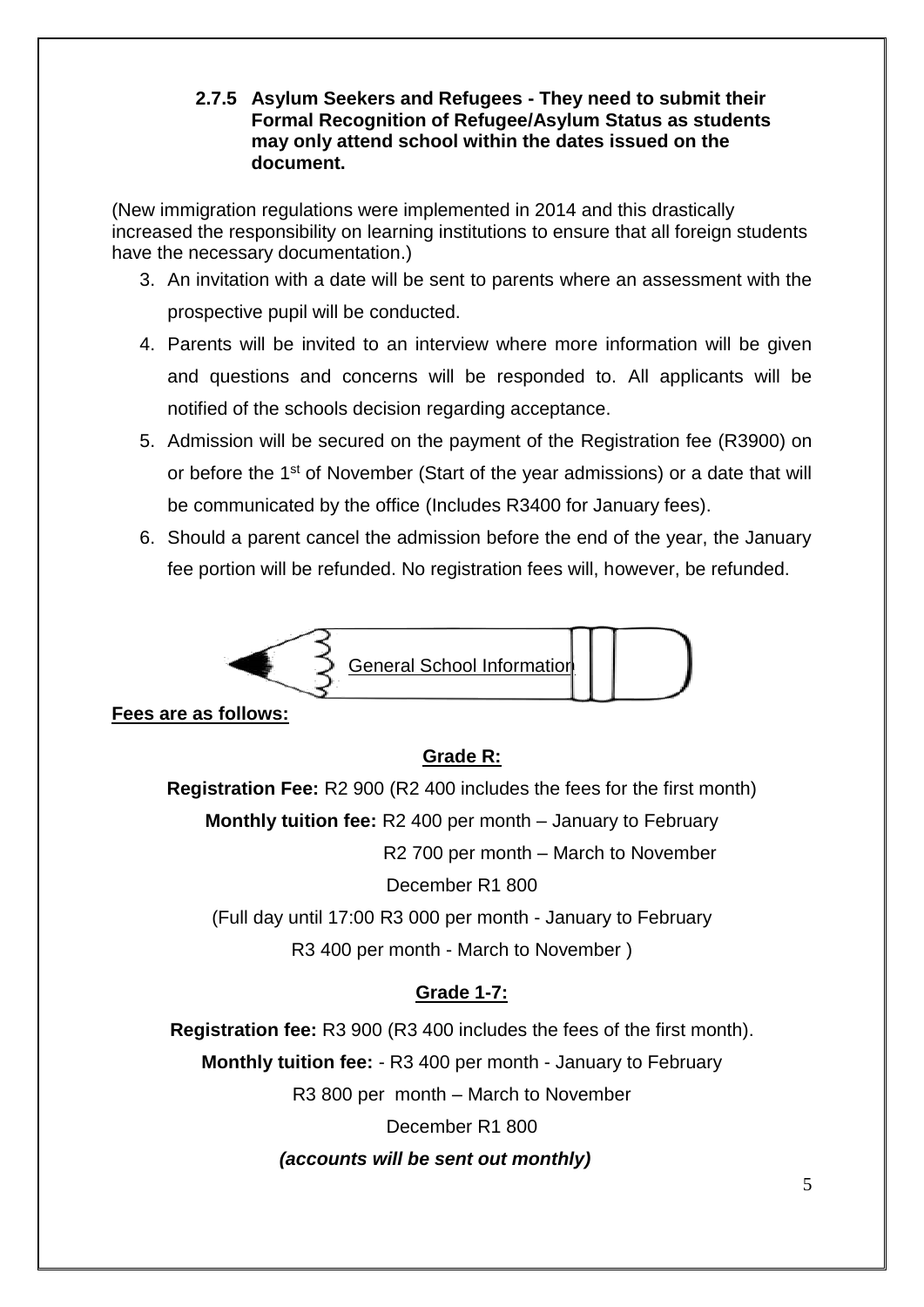**2.7.5 Asylum Seekers and Refugees - They need to submit their Formal Recognition of Refugee/Asylum Status as students may only attend school within the dates issued on the document.**

(New immigration regulations were implemented in 2014 and this drastically increased the responsibility on learning institutions to ensure that all foreign students have the necessary documentation.)

3. An invitation with a date will be sent to parents where an assessment with the prospective pupil will be conducted.
4. Parents will be invited to an interview where more information will be given and questions and concerns will be responded to. All applicants will be notified of the schools decision regarding acceptance.
5. Admission will be secured on the payment of the Registration fee (R3900) on or before the 1st of November (Start of the year admissions) or a date that will be communicated by the office (Includes R3400 for January fees).
6. Should a parent cancel the admission before the end of the year, the January fee portion will be refunded. No registration fees will, however, be refunded.

## General School Information

**Fees are as follows:**

**Grade R:**

**Registration Fee:** R2 900 (R2 400 includes the fees for the first month)

**Monthly tuition fee:** R2 400 per month – January to February

R2 700 per month – March to November

December R1 800

(Full day until 17:00 R3 000 per month - January to February

R3 400 per month - March to November )

**Grade 1-7:**

**Registration fee:** R3 900 (R3 400 includes the fees of the first month).

**Monthly tuition fee:** - R3 400 per month - January to February

R3 800 per month – March to November

December R1 800

***(accounts will be sent out monthly)***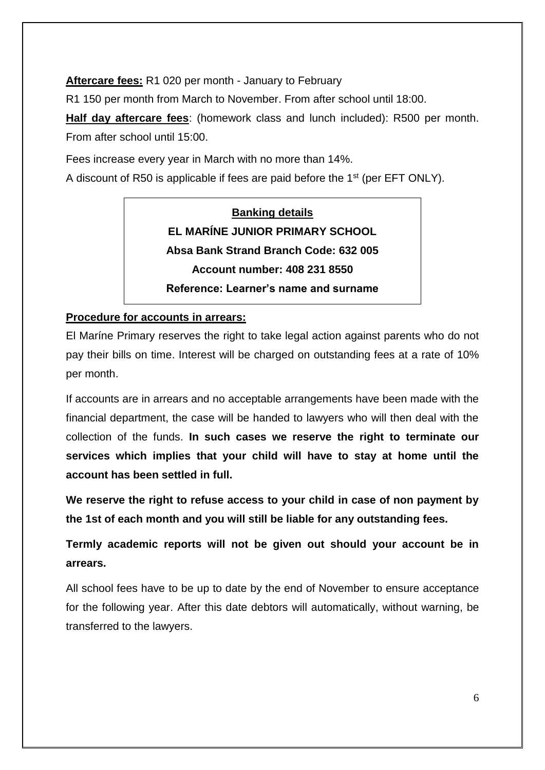**Aftercare fees:** R1 020 per month - January to February

R1 150 per month from March to November. From after school until 18:00.

**Half day aftercare fees**: (homework class and lunch included): R500 per month. From after school until 15:00.

Fees increase every year in March with no more than 14%.

A discount of R50 is applicable if fees are paid before the 1st (per EFT ONLY).

**Banking details**

**EL MARÍNE JUNIOR PRIMARY SCHOOL**

**Absa Bank Strand Branch Code: 632 005**

**Account number: 408 231 8550**

**Reference: Learner's name and surname**

**Procedure for accounts in arrears:**

El Maríne Primary reserves the right to take legal action against parents who do not pay their bills on time. Interest will be charged on outstanding fees at a rate of 10% per month.

If accounts are in arrears and no acceptable arrangements have been made with the financial department, the case will be handed to lawyers who will then deal with the collection of the funds. **In such cases we reserve the right to terminate our services which implies that your child will have to stay at home until the account has been settled in full.**

**We reserve the right to refuse access to your child in case of non payment by the 1st of each month and you will still be liable for any outstanding fees.**

**Termly academic reports will not be given out should your account be in arrears.**

All school fees have to be up to date by the end of November to ensure acceptance for the following year. After this date debtors will automatically, without warning, be transferred to the lawyers.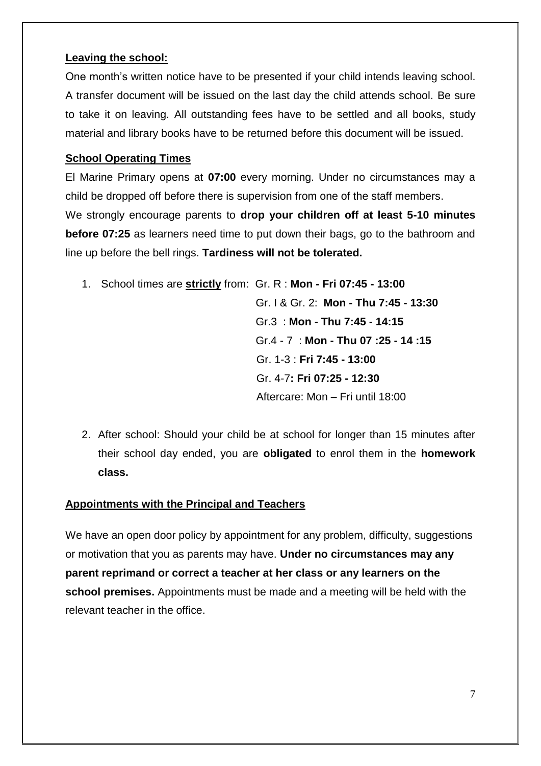**Leaving the school:**

One month's written notice have to be presented if your child intends leaving school. A transfer document will be issued on the last day the child attends school. Be sure to take it on leaving. All outstanding fees have to be settled and all books, study material and library books have to be returned before this document will be issued.

**School Operating Times**

El Marine Primary opens at **07:00** every morning. Under no circumstances may a child be dropped off before there is supervision from one of the staff members.
We strongly encourage parents to **drop your children off at least 5-10 minutes before 07:25** as learners need time to put down their bags, go to the bathroom and line up before the bell rings. **Tardiness will not be tolerated.**

1. School times are **strictly** from: Gr. R : **Mon - Fri 07:45 - 13:00**
   Gr. I & Gr. 2: **Mon - Thu 7:45 - 13:30**
   Gr.3 : **Mon - Thu 7:45 - 14:15**
   Gr.4 - 7 : **Mon - Thu 07 :25 - 14 :15**
   Gr. 1-3 : **Fri 7:45 - 13:00**
   Gr. 4-7**: Fri 07:25 - 12:30**
   Aftercare: Mon – Fri until 18:00

2. After school: Should your child be at school for longer than 15 minutes after their school day ended, you are **obligated** to enrol them in the **homework class.**

**Appointments with the Principal and Teachers**

We have an open door policy by appointment for any problem, difficulty, suggestions or motivation that you as parents may have. **Under no circumstances may any parent reprimand or correct a teacher at her class or any learners on the school premises.** Appointments must be made and a meeting will be held with the relevant teacher in the office.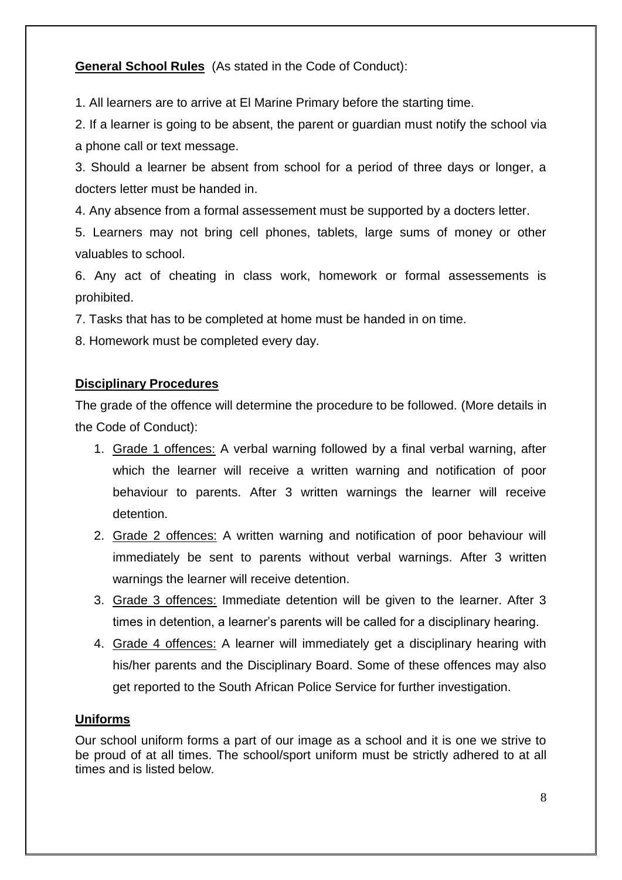**General School Rules** (As stated in the Code of Conduct):

1. All learners are to arrive at El Marine Primary before the starting time.
2. If a learner is going to be absent, the parent or guardian must notify the school via a phone call or text message.
3. Should a learner be absent from school for a period of three days or longer, a docters letter must be handed in.
4. Any absence from a formal assessement must be supported by a docters letter.
5. Learners may not bring cell phones, tablets, large sums of money or other valuables to school.
6. Any act of cheating in class work, homework or formal assessements is prohibited.
7. Tasks that has to be completed at home must be handed in on time.
8. Homework must be completed every day.

**Disciplinary Procedures**

The grade of the offence will determine the procedure to be followed. (More details in the Code of Conduct):

1. Grade 1 offences: A verbal warning followed by a final verbal warning, after which the learner will receive a written warning and notification of poor behaviour to parents. After 3 written warnings the learner will receive detention.
2. Grade 2 offences: A written warning and notification of poor behaviour will immediately be sent to parents without verbal warnings. After 3 written warnings the learner will receive detention.
3. Grade 3 offences: Immediate detention will be given to the learner. After 3 times in detention, a learner's parents will be called for a disciplinary hearing.
4. Grade 4 offences: A learner will immediately get a disciplinary hearing with his/her parents and the Disciplinary Board. Some of these offences may also get reported to the South African Police Service for further investigation.

**Uniforms**

Our school uniform forms a part of our image as a school and it is one we strive to be proud of at all times. The school/sport uniform must be strictly adhered to at all times and is listed below.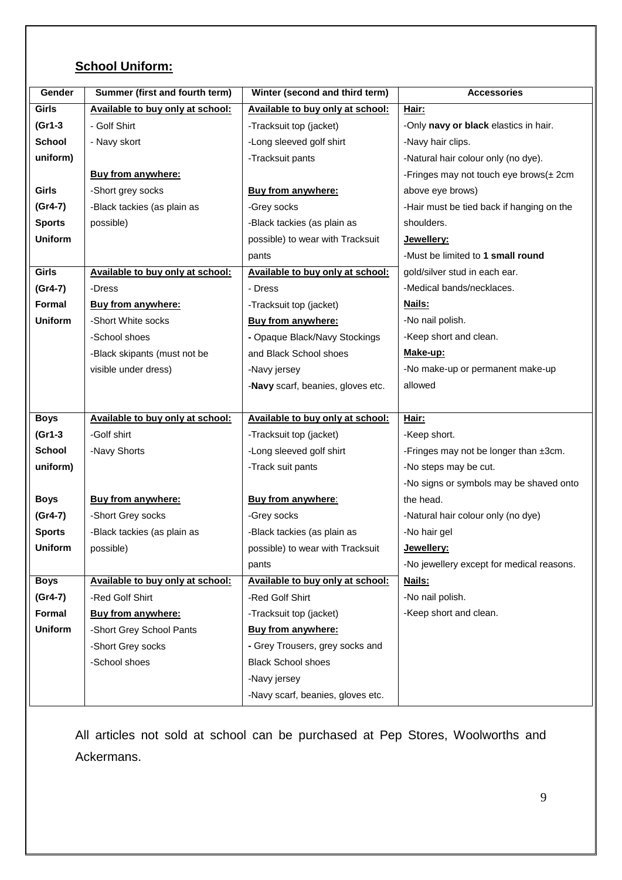## School Uniform:

| Gender | Summer (first and fourth term) | Winter (second and third term) | Accessories |
|---|---|---|---|
| **Girls (Gr1-3 School uniform)**<br><br>**Girls (Gr4-7) Sports Uniform** | **Available to buy only at school:**<br>- Golf Shirt<br>- Navy skort<br><br>**Buy from anywhere:**<br>-Short grey socks<br>-Black tackies (as plain as possible) | **Available to buy only at school:**<br>-Tracksuit top (jacket)<br>-Long sleeved golf shirt<br>-Tracksuit pants<br><br>**Buy from anywhere:**<br>-Grey socks<br>-Black tackies (as plain as possible) to wear with Tracksuit pants | **Hair:**<br>-Only **navy or black** elastics in hair.<br>-Navy hair clips.<br>-Natural hair colour only (no dye).<br>-Fringes may not touch eye brows(± 2cm above eye brows)<br>-Hair must be tied back if hanging on the shoulders.<br>**Jewellery:**<br>-Must be limited to **1 small round** gold/silver stud in each ear.<br>-Medical bands/necklaces.<br>**Nails:**<br>-No nail polish.<br>-Keep short and clean.<br>**Make-up:**<br>-No make-up or permanent make-up allowed |
| **Girls (Gr4-7) Formal Uniform** | **Available to buy only at school:**<br>-Dress<br>**Buy from anywhere:**<br>-Short White socks<br>-School shoes<br>-Black skipants (must not be visible under dress) | **Available to buy only at school:**<br>- Dress<br>-Tracksuit top (jacket)<br>**Buy from anywhere:**<br>- Opaque Black/Navy Stockings and Black School shoes<br>-Navy jersey<br>-**Navy** scarf, beanies, gloves etc. | |
| **Boys (Gr1-3 School uniform)**<br><br>**Boys (Gr4-7) Sports Uniform** | **Available to buy only at school:**<br>-Golf shirt<br>-Navy Shorts<br><br>**Buy from anywhere:**<br>-Short Grey socks<br>-Black tackies (as plain as possible) | **Available to buy only at school:**<br>-Tracksuit top (jacket)<br>-Long sleeved golf shirt<br>-Track suit pants<br><br>**Buy from anywhere:**<br>-Grey socks<br>-Black tackies (as plain as possible) to wear with Tracksuit pants | **Hair:**<br>-Keep short.<br>-Fringes may not be longer than ±3cm.<br>-No steps may be cut.<br>-No signs or symbols may be shaved onto the head.<br>-Natural hair colour only (no dye)<br>-No hair gel<br>**Jewellery:**<br>-No jewellery except for medical reasons.<br>**Nails:**<br>-No nail polish.<br>-Keep short and clean. |
| **Boys (Gr4-7) Formal Uniform** | **Available to buy only at school:**<br>-Red Golf Shirt<br>**Buy from anywhere:**<br>-Short Grey School Pants<br>-Short Grey socks<br>-School shoes | **Available to buy only at school:**<br>-Red Golf Shirt<br>-Tracksuit top (jacket)<br>**Buy from anywhere:**<br>- Grey Trousers, grey socks and Black School shoes<br>-Navy jersey<br>-Navy scarf, beanies, gloves etc. | |

All articles not sold at school can be purchased at Pep Stores, Woolworths and Ackermans.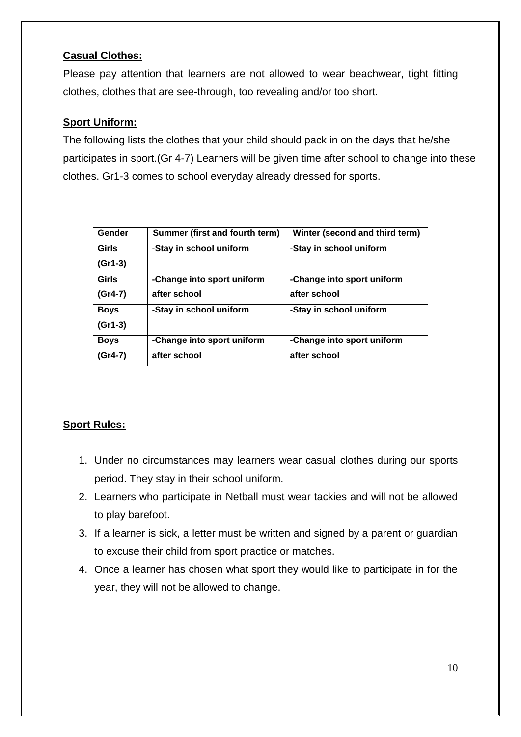**Casual Clothes:**

Please pay attention that learners are not allowed to wear beachwear, tight fitting clothes, clothes that are see-through, too revealing and/or too short.

**Sport Uniform:**

The following lists the clothes that your child should pack in on the days that he/she participates in sport.(Gr 4-7) Learners will be given time after school to change into these clothes. Gr1-3 comes to school everyday already dressed for sports.

| Gender | Summer (first and fourth term) | Winter (second and third term) |
|---|---|---|
| **Girls (Gr1-3)** | -**Stay in school uniform** | -**Stay in school uniform** |
| **Girls (Gr4-7)** | **-Change into sport uniform after school** | **-Change into sport uniform after school** |
| **Boys (Gr1-3)** | -**Stay in school uniform** | -**Stay in school uniform** |
| **Boys (Gr4-7)** | **-Change into sport uniform after school** | **-Change into sport uniform after school** |

**Sport Rules:**

1. Under no circumstances may learners wear casual clothes during our sports period. They stay in their school uniform.
2. Learners who participate in Netball must wear tackies and will not be allowed to play barefoot.
3. If a learner is sick, a letter must be written and signed by a parent or guardian to excuse their child from sport practice or matches.
4. Once a learner has chosen what sport they would like to participate in for the year, they will not be allowed to change.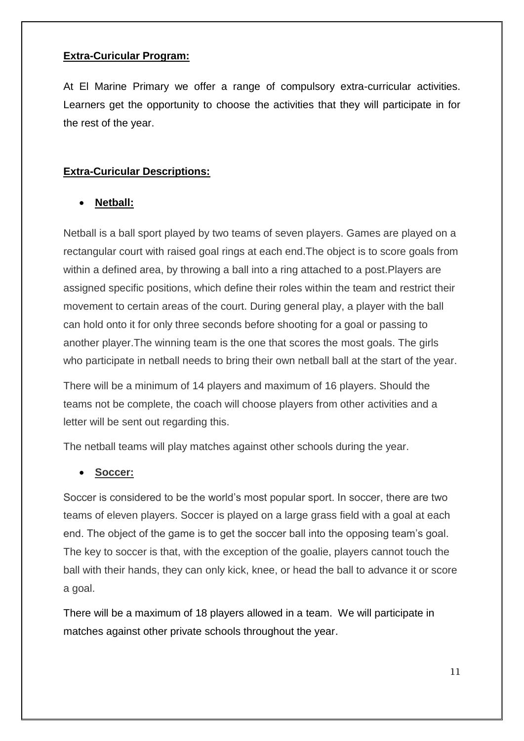**Extra-Curicular Program:**

At El Marine Primary we offer a range of compulsory extra-curricular activities. Learners get the opportunity to choose the activities that they will participate in for the rest of the year.

**Extra-Curicular Descriptions:**

- **Netball:**

Netball is a ball sport played by two teams of seven players. Games are played on a rectangular court with raised goal rings at each end.The object is to score goals from within a defined area, by throwing a ball into a ring attached to a post.Players are assigned specific positions, which define their roles within the team and restrict their movement to certain areas of the court. During general play, a player with the ball can hold onto it for only three seconds before shooting for a goal or passing to another player.The winning team is the one that scores the most goals. The girls who participate in netball needs to bring their own netball ball at the start of the year.

There will be a minimum of 14 players and maximum of 16 players. Should the teams not be complete, the coach will choose players from other activities and a letter will be sent out regarding this.

The netball teams will play matches against other schools during the year.

- **Soccer:**

Soccer is considered to be the world's most popular sport. In soccer, there are two teams of eleven players. Soccer is played on a large grass field with a goal at each end. The object of the game is to get the soccer ball into the opposing team's goal. The key to soccer is that, with the exception of the goalie, players cannot touch the ball with their hands, they can only kick, knee, or head the ball to advance it or score a goal.

There will be a maximum of 18 players allowed in a team. We will participate in matches against other private schools throughout the year.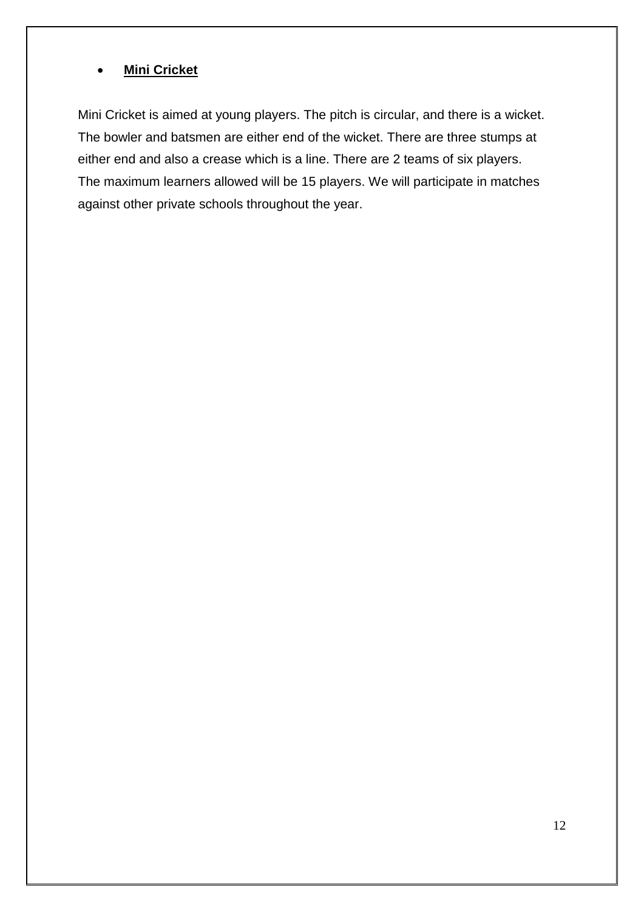- **Mini Cricket**

Mini Cricket is aimed at young players. The pitch is circular, and there is a wicket. The bowler and batsmen are either end of the wicket. There are three stumps at either end and also a crease which is a line. There are 2 teams of six players. The maximum learners allowed will be 15 players. We will participate in matches against other private schools throughout the year.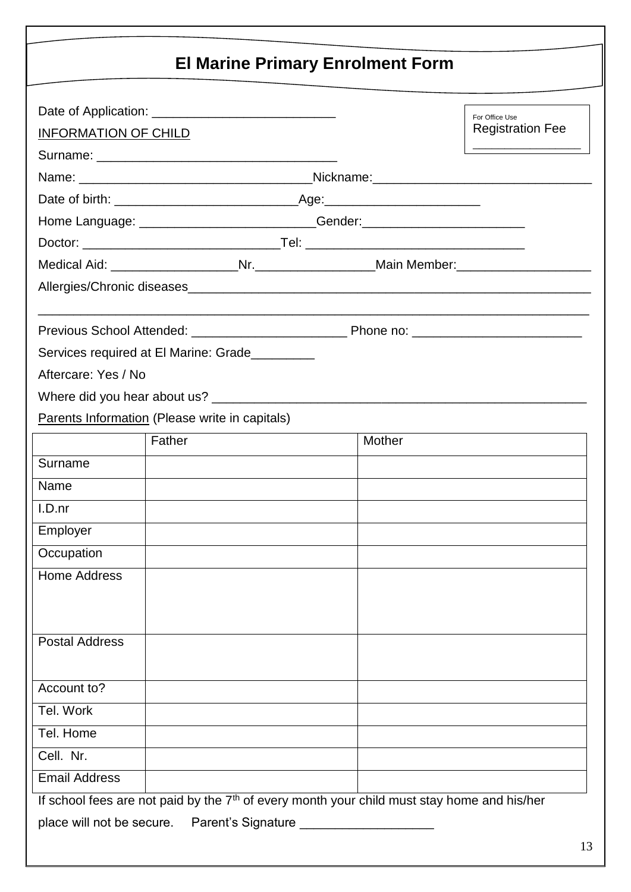# El Marine Primary Enrolment Form

For Office Use
Registration Fee
________________

Date of Application: __________________________

<u>INFORMATION OF CHILD</u>

Surname: ___________________________________

Name: _________________________________Nickname:_______________________________

Date of birth: __________________________Age:______________________

Home Language: _________________________Gender:_______________________

Doctor: ____________________________Tel: _______________________________

Medical Aid: __________________Nr._________________Main Member:___________________

Allergies/Chronic diseases____________________________________________________________

______________________________________________________________________________

Previous School Attended: ______________________ Phone no: ________________________

Services required at El Marine: Grade_________

Aftercare: Yes / No

Where did you hear about us? ______________________________________________________

<u>Parents Information</u> (Please write in capitals)

| | Father | Mother |
|---|---|---|
| Surname | | |
| Name | | |
| I.D.nr | | |
| Employer | | |
| Occupation | | |
| Home Address | | |
| Postal Address | | |
| Account to? | | |
| Tel. Work | | |
| Tel. Home | | |
| Cell. Nr. | | |
| Email Address | | |

If school fees are not paid by the 7th of every month your child must stay home and his/her place will not be secure. Parent's Signature ___________________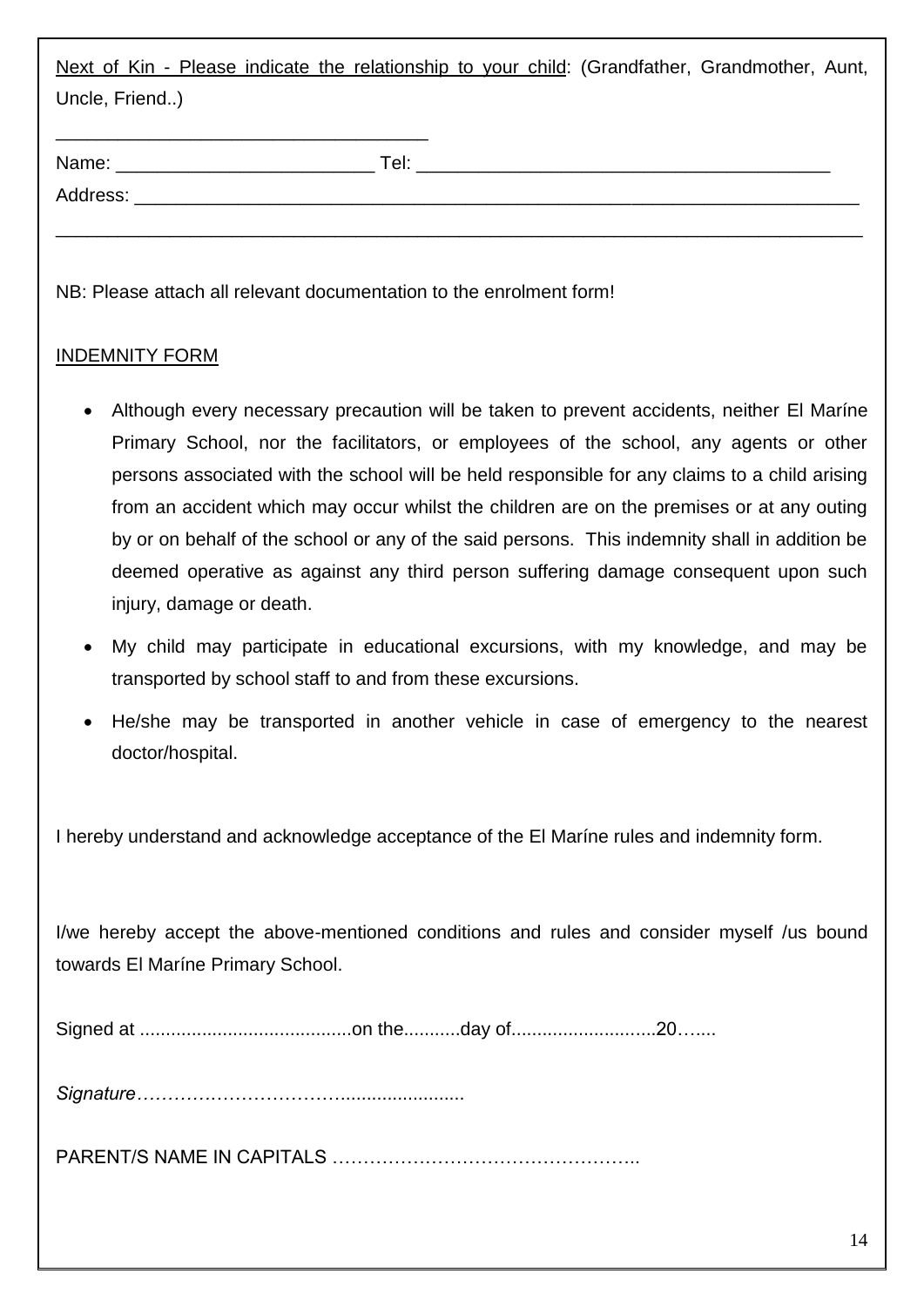<u>Next of Kin - Please indicate the relationship to your child</u>: (Grandfather, Grandmother, Aunt, Uncle, Friend..)

____________________________________

Name: _________________________ Tel: ________________________________________

Address: _________________________________________________________________________

______________________________________________________________________________

NB: Please attach all relevant documentation to the enrolment form!

<u>INDEMNITY FORM</u>

- Although every necessary precaution will be taken to prevent accidents, neither El Maríne Primary School, nor the facilitators, or employees of the school, any agents or other persons associated with the school will be held responsible for any claims to a child arising from an accident which may occur whilst the children are on the premises or at any outing by or on behalf of the school or any of the said persons. This indemnity shall in addition be deemed operative as against any third person suffering damage consequent upon such injury, damage or death.
- My child may participate in educational excursions, with my knowledge, and may be transported by school staff to and from these excursions.
- He/she may be transported in another vehicle in case of emergency to the nearest doctor/hospital.

I hereby understand and acknowledge acceptance of the El Maríne rules and indemnity form.

I/we hereby accept the above-mentioned conditions and rules and consider myself /us bound towards El Maríne Primary School.

Signed at .........................................on the...........day of...........................20…....

*Signature*………………………….......................

PARENT/S NAME IN CAPITALS …………………………………………..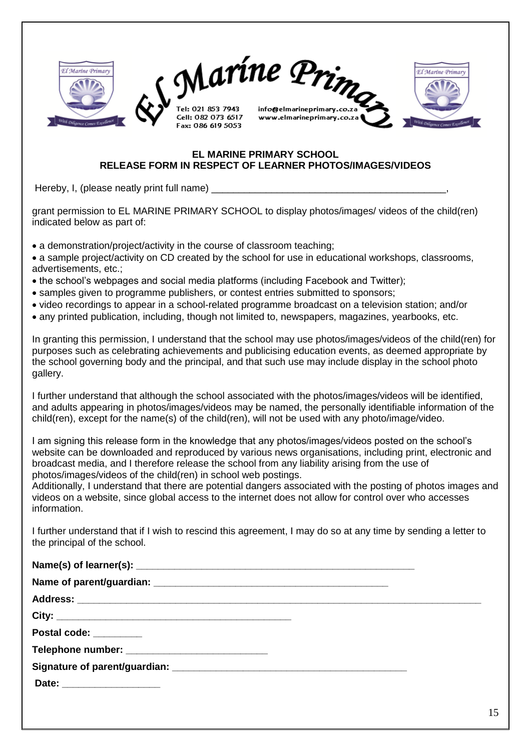El Marine Primary

Tel: 021 853 7943
Cell: 082 073 6517
Fax: 086 619 5053

info@elmarineprimary.co.za
www.elmarineprimary.co.za

**EL MARINE PRIMARY SCHOOL**
**RELEASE FORM IN RESPECT OF LEARNER PHOTOS/IMAGES/VIDEOS**

Hereby, I, (please neatly print full name) ____________________________________________,

grant permission to EL MARINE PRIMARY SCHOOL to display photos/images/ videos of the child(ren) indicated below as part of:

- a demonstration/project/activity in the course of classroom teaching;
- a sample project/activity on CD created by the school for use in educational workshops, classrooms, advertisements, etc.;
- the school's webpages and social media platforms (including Facebook and Twitter);
- samples given to programme publishers, or contest entries submitted to sponsors;
- video recordings to appear in a school-related programme broadcast on a television station; and/or
- any printed publication, including, though not limited to, newspapers, magazines, yearbooks, etc.

In granting this permission, I understand that the school may use photos/images/videos of the child(ren) for purposes such as celebrating achievements and publicising education events, as deemed appropriate by the school governing body and the principal, and that such use may include display in the school photo gallery.

I further understand that although the school associated with the photos/images/videos will be identified, and adults appearing in photos/images/videos may be named, the personally identifiable information of the child(ren), except for the name(s) of the child(ren), will not be used with any photo/image/video.

I am signing this release form in the knowledge that any photos/images/videos posted on the school's website can be downloaded and reproduced by various news organisations, including print, electronic and broadcast media, and I therefore release the school from any liability arising from the use of photos/images/videos of the child(ren) in school web postings.
Additionally, I understand that there are potential dangers associated with the posting of photos images and videos on a website, since global access to the internet does not allow for control over who accesses information.

I further understand that if I wish to rescind this agreement, I may do so at any time by sending a letter to the principal of the school.

**Name(s) of learner(s):** ____________________________________________________

**Name of parent/guardian:** ____________________________________________

**Address:** ___________________________________________________________________________

**City:** ____________________________________________

**Postal code:** _________

**Telephone number:** __________________________

**Signature of parent/guardian:** ____________________________________________

**Date:** ___________________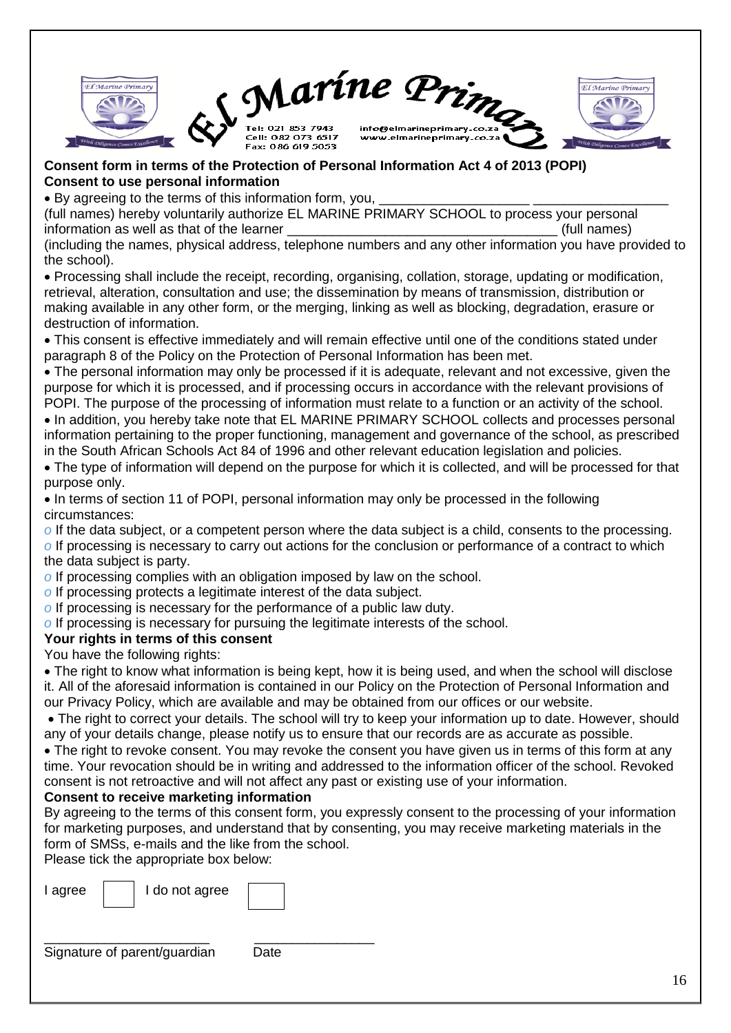El Marine Primary

Tel: 021 853 7943
Cell: 082 073 6517
Fax: 086 619 5053

info@elmarineprimary.co.za
www.elmarineprimary.co.za

**Consent form in terms of the Protection of Personal Information Act 4 of 2013 (POPI)**
**Consent to use personal information**

- By agreeing to the terms of this information form, you, ____________________ __________________ (full names) hereby voluntarily authorize EL MARINE PRIMARY SCHOOL to process your personal information as well as that of the learner ____________________________________ (full names) (including the names, physical address, telephone numbers and any other information you have provided to the school).
- Processing shall include the receipt, recording, organising, collation, storage, updating or modification, retrieval, alteration, consultation and use; the dissemination by means of transmission, distribution or making available in any other form, or the merging, linking as well as blocking, degradation, erasure or destruction of information.
- This consent is effective immediately and will remain effective until one of the conditions stated under paragraph 8 of the Policy on the Protection of Personal Information has been met.
- The personal information may only be processed if it is adequate, relevant and not excessive, given the purpose for which it is processed, and if processing occurs in accordance with the relevant provisions of POPI. The purpose of the processing of information must relate to a function or an activity of the school.
- In addition, you hereby take note that EL MARINE PRIMARY SCHOOL collects and processes personal information pertaining to the proper functioning, management and governance of the school, as prescribed in the South African Schools Act 84 of 1996 and other relevant education legislation and policies.
- The type of information will depend on the purpose for which it is collected, and will be processed for that purpose only.
- In terms of section 11 of POPI, personal information may only be processed in the following circumstances:
  - If the data subject, or a competent person where the data subject is a child, consents to the processing.
  - If processing is necessary to carry out actions for the conclusion or performance of a contract to which the data subject is party.
  - If processing complies with an obligation imposed by law on the school.
  - If processing protects a legitimate interest of the data subject.
  - If processing is necessary for the performance of a public law duty.
  - If processing is necessary for pursuing the legitimate interests of the school.

**Your rights in terms of this consent**

You have the following rights:

- The right to know what information is being kept, how it is being used, and when the school will disclose it. All of the aforesaid information is contained in our Policy on the Protection of Personal Information and our Privacy Policy, which are available and may be obtained from our offices or our website.
- The right to correct your details. The school will try to keep your information up to date. However, should any of your details change, please notify us to ensure that our records are as accurate as possible.
- The right to revoke consent. You may revoke the consent you have given us in terms of this form at any time. Your revocation should be in writing and addressed to the information officer of the school. Revoked consent is not retroactive and will not affect any past or existing use of your information.

**Consent to receive marketing information**

By agreeing to the terms of this consent form, you expressly consent to the processing of your information for marketing purposes, and understand that by consenting, you may receive marketing materials in the form of SMSs, e-mails and the like from the school.

Please tick the appropriate box below:

I agree ☐ I do not agree ☐

______________________ ________________
Signature of parent/guardian Date